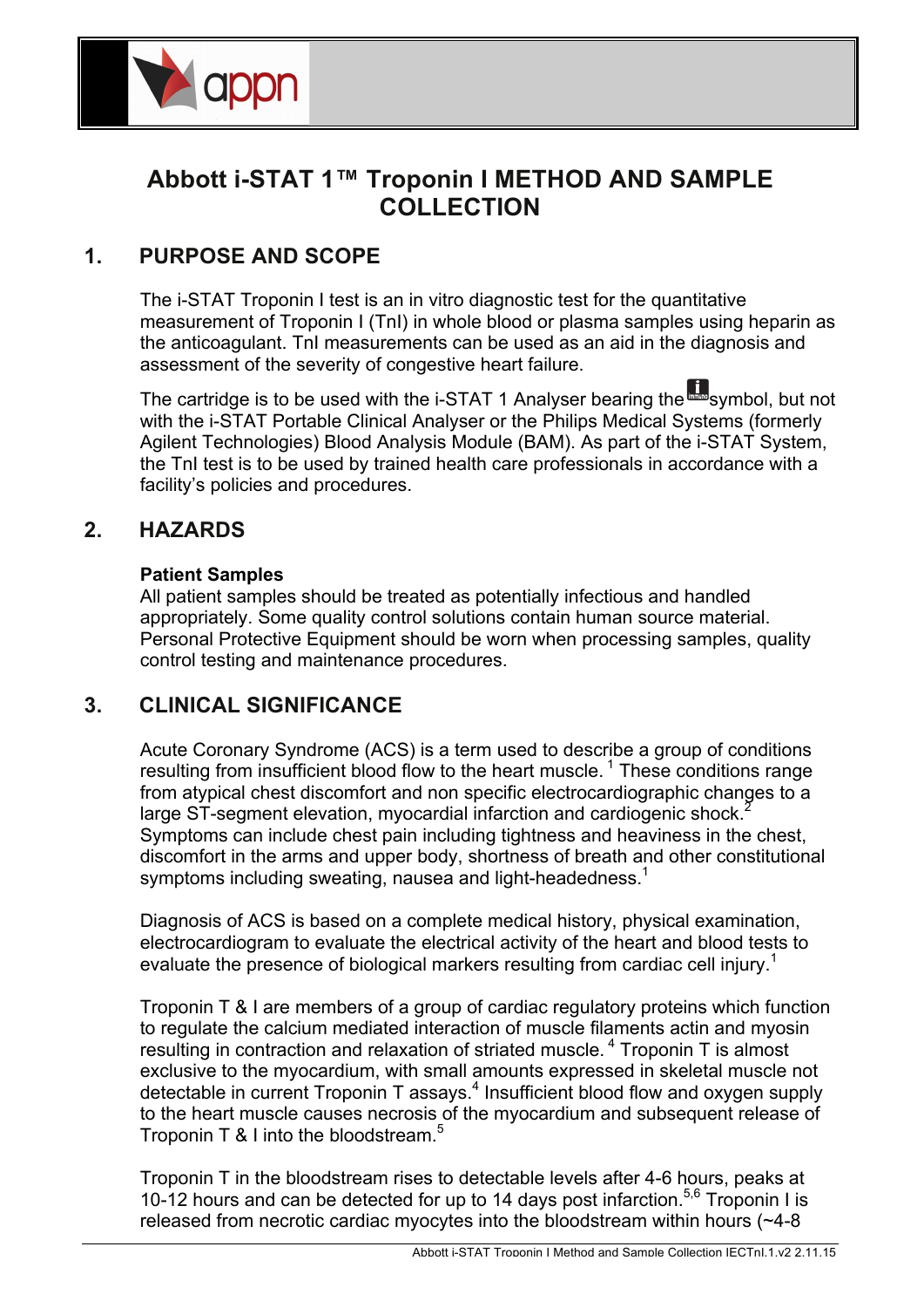# Abbott i-STAT 1™ Troponin I METHOD AND SAMPLE COLLECTION

## 1. PURPOSE AND SCOPE

The i-STAT Troponin I test is an in vitro diagnostic test for the quantitative measurement of Troponin I (TnI) in whole blood or plasma samples using heparin as the anticoagulant. TnI measurements can be used as an aid in the diagnosis and assessment of the severity of congestive heart failure.

The cartridge is to be used with the i-STAT 1 Analyser bearing the symbol, but not with the i-STAT Portable Clinical Analyser or the Philips Medical Systems (formerly Agilent Technologies) Blood Analysis Module (BAM). As part of the i-STAT System, the TnI test is to be used by trained health care professionals in accordance with a facility's policies and procedures.

## 2. HAZARDS

**Patient Samples**
All patient samples should be treated as potentially infectious and handled appropriately. Some quality control solutions contain human source material. Personal Protective Equipment should be worn when processing samples, quality control testing and maintenance procedures.

## 3. CLINICAL SIGNIFICANCE

Acute Coronary Syndrome (ACS) is a term used to describe a group of conditions resulting from insufficient blood flow to the heart muscle.[1] These conditions range from atypical chest discomfort and non specific electrocardiographic changes to a large ST-segment elevation, myocardial infarction and cardiogenic shock.[2] Symptoms can include chest pain including tightness and heaviness in the chest, discomfort in the arms and upper body, shortness of breath and other constitutional symptoms including sweating, nausea and light-headedness.[1]

Diagnosis of ACS is based on a complete medical history, physical examination, electrocardiogram to evaluate the electrical activity of the heart and blood tests to evaluate the presence of biological markers resulting from cardiac cell injury.[1]

Troponin T & I are members of a group of cardiac regulatory proteins which function to regulate the calcium mediated interaction of muscle filaments actin and myosin resulting in contraction and relaxation of striated muscle.[4] Troponin T is almost exclusive to the myocardium, with small amounts expressed in skeletal muscle not detectable in current Troponin T assays.[4] Insufficient blood flow and oxygen supply to the heart muscle causes necrosis of the myocardium and subsequent release of Troponin T & I into the bloodstream.[5]

Troponin T in the bloodstream rises to detectable levels after 4-6 hours, peaks at 10-12 hours and can be detected for up to 14 days post infarction.[5,6] Troponin I is released from necrotic cardiac myocytes into the bloodstream within hours (~4-8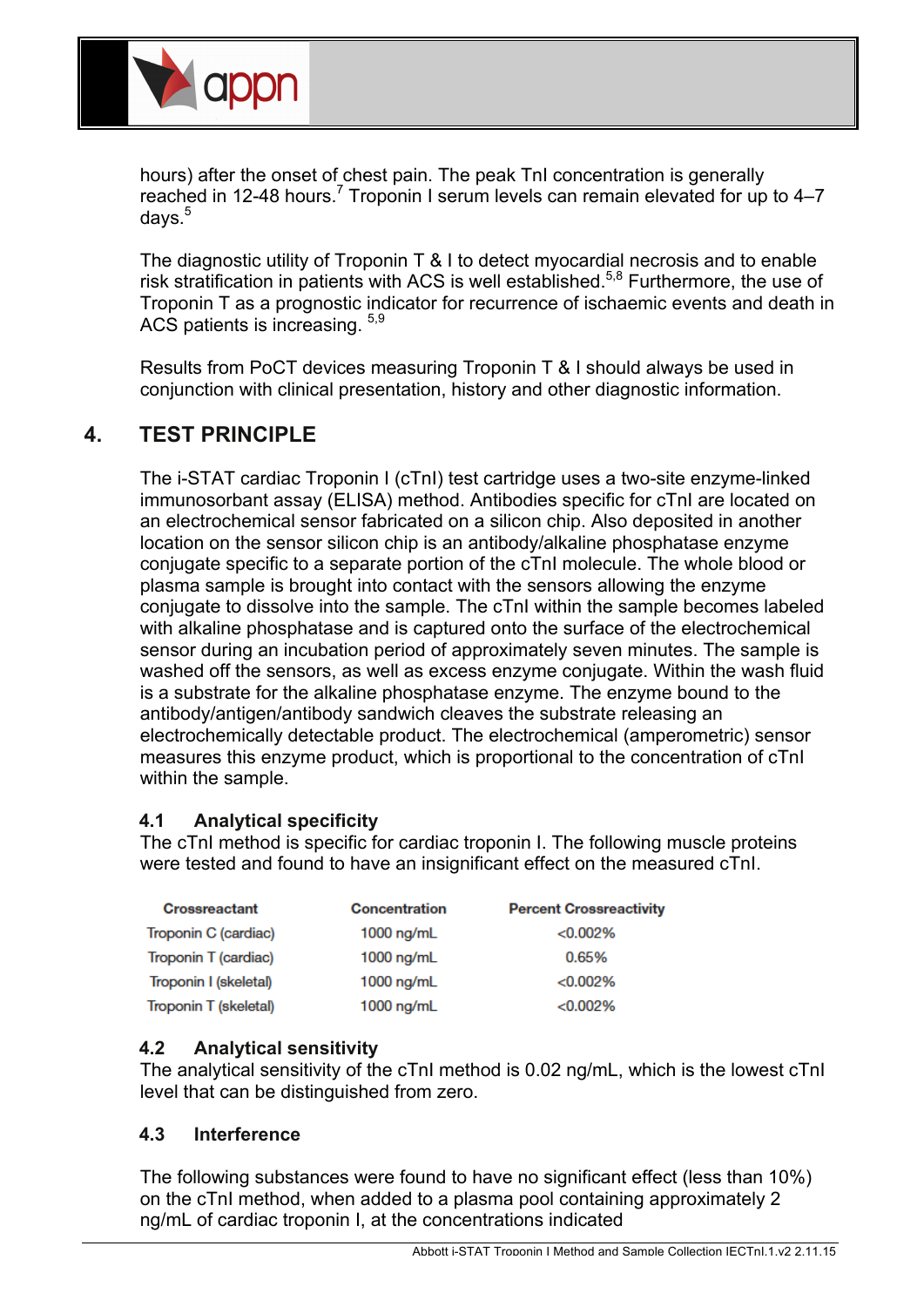hours) after the onset of chest pain. The peak TnI concentration is generally reached in 12-48 hours.[7] Troponin I serum levels can remain elevated for up to 4–7 days.[5]

The diagnostic utility of Troponin T & I to detect myocardial necrosis and to enable risk stratification in patients with ACS is well established.[5,8] Furthermore, the use of Troponin T as a prognostic indicator for recurrence of ischaemic events and death in ACS patients is increasing. [5,9]

Results from PoCT devices measuring Troponin T & I should always be used in conjunction with clinical presentation, history and other diagnostic information.

## 4. TEST PRINCIPLE

The i-STAT cardiac Troponin I (cTnI) test cartridge uses a two-site enzyme-linked immunosorbant assay (ELISA) method. Antibodies specific for cTnI are located on an electrochemical sensor fabricated on a silicon chip. Also deposited in another location on the sensor silicon chip is an antibody/alkaline phosphatase enzyme conjugate specific to a separate portion of the cTnI molecule. The whole blood or plasma sample is brought into contact with the sensors allowing the enzyme conjugate to dissolve into the sample. The cTnI within the sample becomes labeled with alkaline phosphatase and is captured onto the surface of the electrochemical sensor during an incubation period of approximately seven minutes. The sample is washed off the sensors, as well as excess enzyme conjugate. Within the wash fluid is a substrate for the alkaline phosphatase enzyme. The enzyme bound to the antibody/antigen/antibody sandwich cleaves the substrate releasing an electrochemically detectable product. The electrochemical (amperometric) sensor measures this enzyme product, which is proportional to the concentration of cTnI within the sample.

### 4.1 Analytical specificity

The cTnI method is specific for cardiac troponin I. The following muscle proteins were tested and found to have an insignificant effect on the measured cTnI.

| Crossreactant | Concentration | Percent Crossreactivity |
|---|---|---|
| Troponin C (cardiac) | 1000 ng/mL | <0.002% |
| Troponin T (cardiac) | 1000 ng/mL | 0.65% |
| Troponin I (skeletal) | 1000 ng/mL | <0.002% |
| Troponin T (skeletal) | 1000 ng/mL | <0.002% |

### 4.2 Analytical sensitivity

The analytical sensitivity of the cTnI method is 0.02 ng/mL, which is the lowest cTnI level that can be distinguished from zero.

### 4.3 Interference

The following substances were found to have no significant effect (less than 10%) on the cTnI method, when added to a plasma pool containing approximately 2 ng/mL of cardiac troponin I, at the concentrations indicated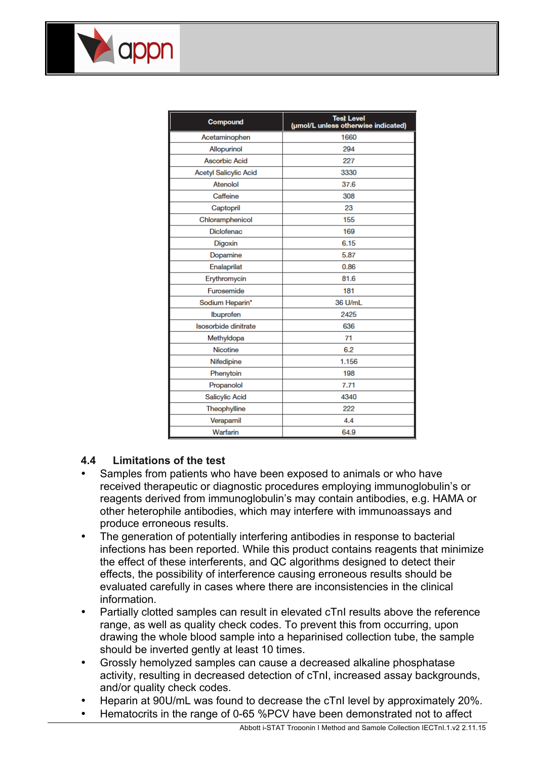| Compound | Test Level (µmol/L unless otherwise indicated) |
| --- | --- |
| Acetaminophen | 1660 |
| Allopurinol | 294 |
| Ascorbic Acid | 227 |
| Acetyl Salicylic Acid | 3330 |
| Atenolol | 37.6 |
| Caffeine | 308 |
| Captopril | 23 |
| Chloramphenicol | 155 |
| Diclofenac | 169 |
| Digoxin | 6.15 |
| Dopamine | 5.87 |
| Enalaprilat | 0.86 |
| Erythromycin | 81.6 |
| Furosemide | 181 |
| Sodium Heparin* | 36 U/mL |
| Ibuprofen | 2425 |
| Isosorbide dinitrate | 636 |
| Methyldopa | 71 |
| Nicotine | 6.2 |
| Nifedipine | 1.156 |
| Phenytoin | 198 |
| Propanolol | 7.71 |
| Salicylic Acid | 4340 |
| Theophylline | 222 |
| Verapamil | 4.4 |
| Warfarin | 64.9 |

### 4.4 Limitations of the test

- Samples from patients who have been exposed to animals or who have received therapeutic or diagnostic procedures employing immunoglobulin's or reagents derived from immunoglobulin's may contain antibodies, e.g. HAMA or other heterophile antibodies, which may interfere with immunoassays and produce erroneous results.
- The generation of potentially interfering antibodies in response to bacterial infections has been reported. While this product contains reagents that minimize the effect of these interferents, and QC algorithms designed to detect their effects, the possibility of interference causing erroneous results should be evaluated carefully in cases where there are inconsistencies in the clinical information.
- Partially clotted samples can result in elevated cTnI results above the reference range, as well as quality check codes. To prevent this from occurring, upon drawing the whole blood sample into a heparinised collection tube, the sample should be inverted gently at least 10 times.
- Grossly hemolyzed samples can cause a decreased alkaline phosphatase activity, resulting in decreased detection of cTnI, increased assay backgrounds, and/or quality check codes.
- Heparin at 90U/mL was found to decrease the cTnI level by approximately 20%.
- Hematocrits in the range of 0-65 %PCV have been demonstrated not to affect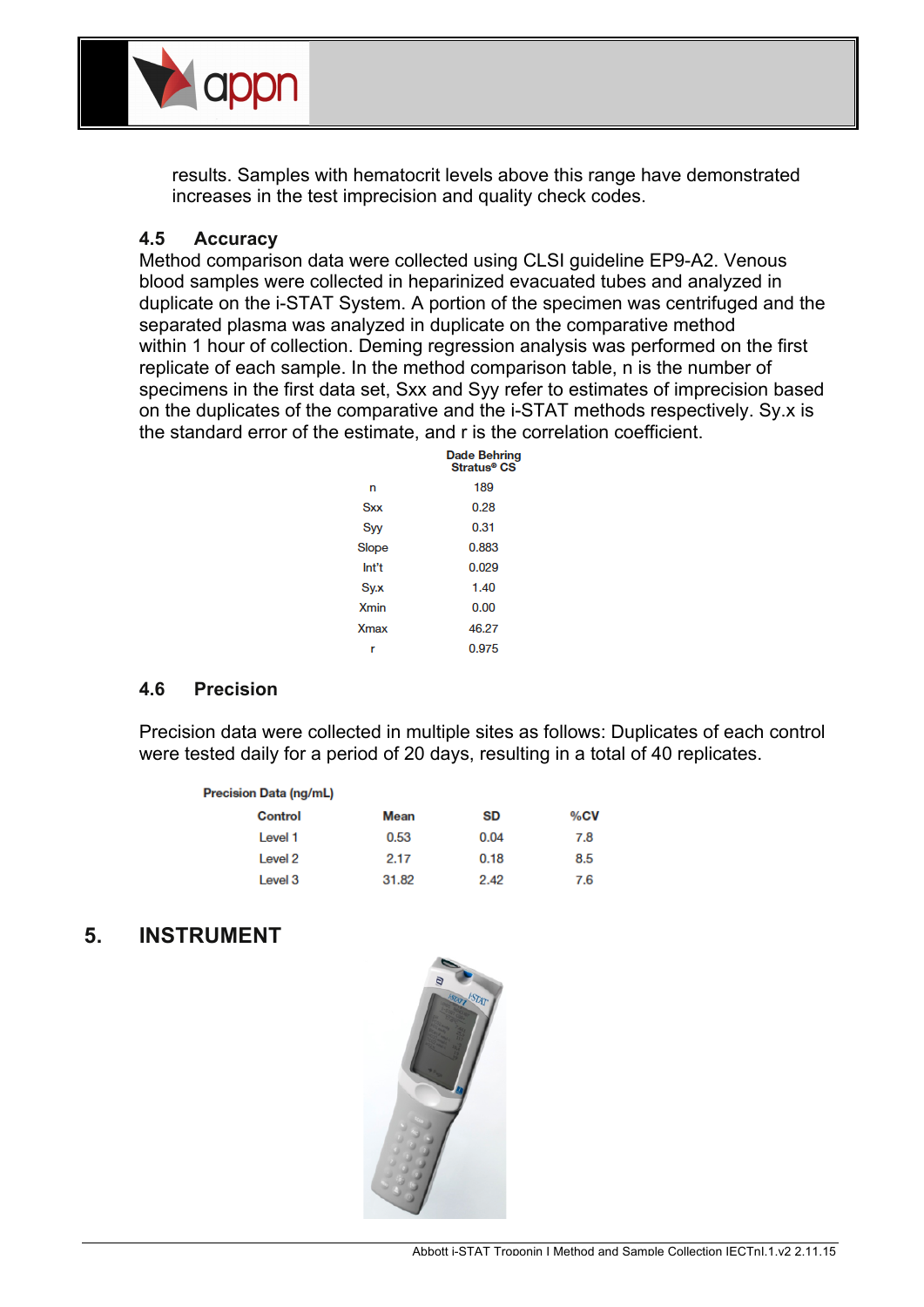results. Samples with hematocrit levels above this range have demonstrated increases in the test imprecision and quality check codes.

### 4.5 Accuracy

Method comparison data were collected using CLSI guideline EP9-A2. Venous blood samples were collected in heparinized evacuated tubes and analyzed in duplicate on the i-STAT System. A portion of the specimen was centrifuged and the separated plasma was analyzed in duplicate on the comparative method within 1 hour of collection. Deming regression analysis was performed on the first replicate of each sample. In the method comparison table, n is the number of specimens in the first data set, Sxx and Syy refer to estimates of imprecision based on the duplicates of the comparative and the i-STAT methods respectively. Sy.x is the standard error of the estimate, and r is the correlation coefficient.

| | Dade Behring Stratus® CS |
|---|---|
| n | 189 |
| Sxx | 0.28 |
| Syy | 0.31 |
| Slope | 0.883 |
| Int't | 0.029 |
| Sy.x | 1.40 |
| Xmin | 0.00 |
| Xmax | 46.27 |
| r | 0.975 |

### 4.6 Precision

Precision data were collected in multiple sites as follows: Duplicates of each control were tested daily for a period of 20 days, resulting in a total of 40 replicates.

**Precision Data (ng/mL)**

| Control | Mean | SD | %CV |
|---|---|---|---|
| Level 1 | 0.53 | 0.04 | 7.8 |
| Level 2 | 2.17 | 0.18 | 8.5 |
| Level 3 | 31.82 | 2.42 | 7.6 |

## 5. INSTRUMENT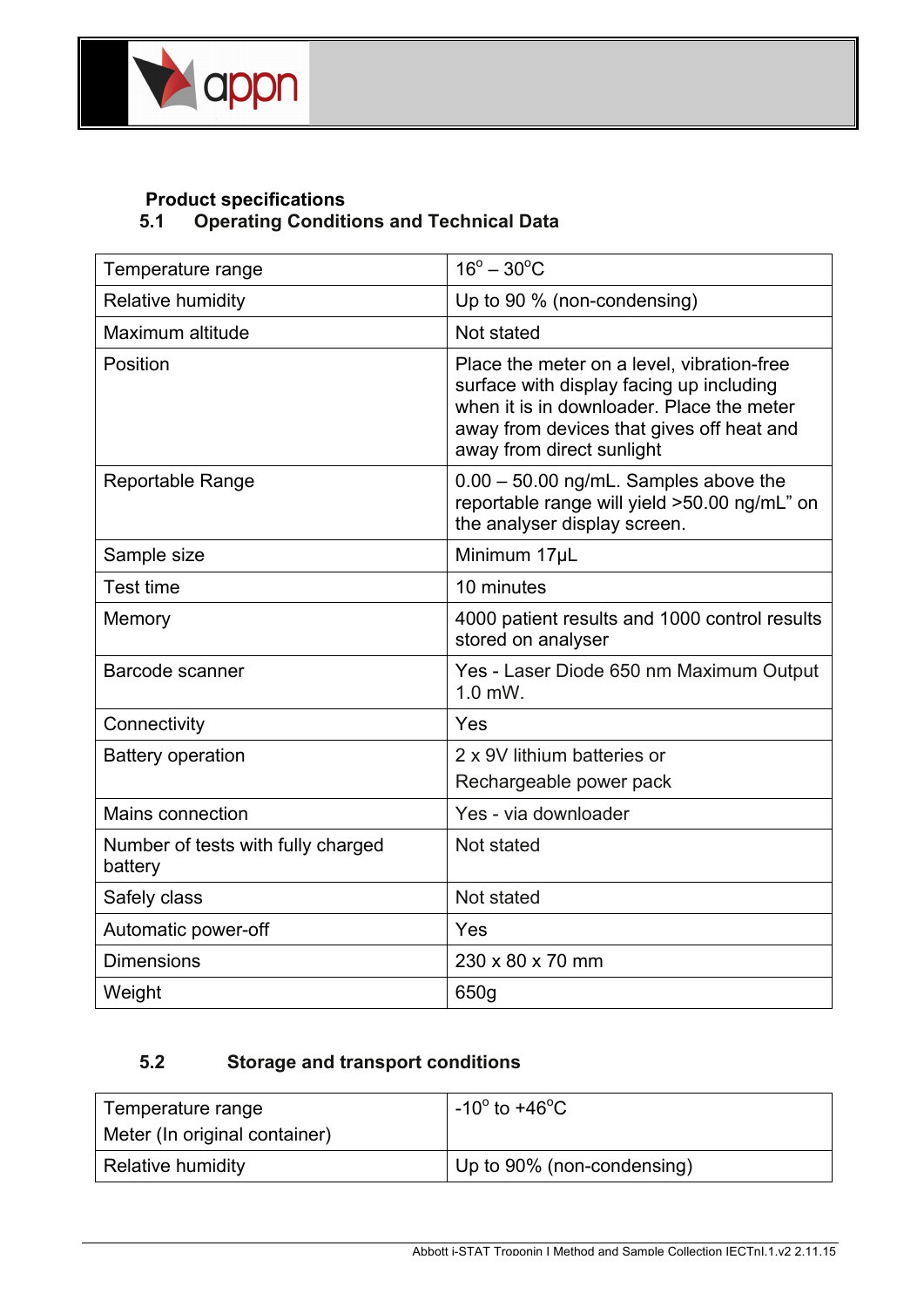## Product specifications

### 5.1 Operating Conditions and Technical Data

| | |
|---|---|
| Temperature range | 16° – 30°C |
| Relative humidity | Up to 90 % (non-condensing) |
| Maximum altitude | Not stated |
| Position | Place the meter on a level, vibration-free surface with display facing up including when it is in downloader. Place the meter away from devices that gives off heat and away from direct sunlight |
| Reportable Range | 0.00 – 50.00 ng/mL. Samples above the reportable range will yield >50.00 ng/mL" on the analyser display screen. |
| Sample size | Minimum 17μL |
| Test time | 10 minutes |
| Memory | 4000 patient results and 1000 control results stored on analyser |
| Barcode scanner | Yes - Laser Diode 650 nm Maximum Output 1.0 mW. |
| Connectivity | Yes |
| Battery operation | 2 x 9V lithium batteries or Rechargeable power pack |
| Mains connection | Yes - via downloader |
| Number of tests with fully charged battery | Not stated |
| Safely class | Not stated |
| Automatic power-off | Yes |
| Dimensions | 230 x 80 x 70 mm |
| Weight | 650g |

### 5.2 Storage and transport conditions

| | |
|---|---|
| Temperature range Meter (In original container) | -10° to +46°C |
| Relative humidity | Up to 90% (non-condensing) |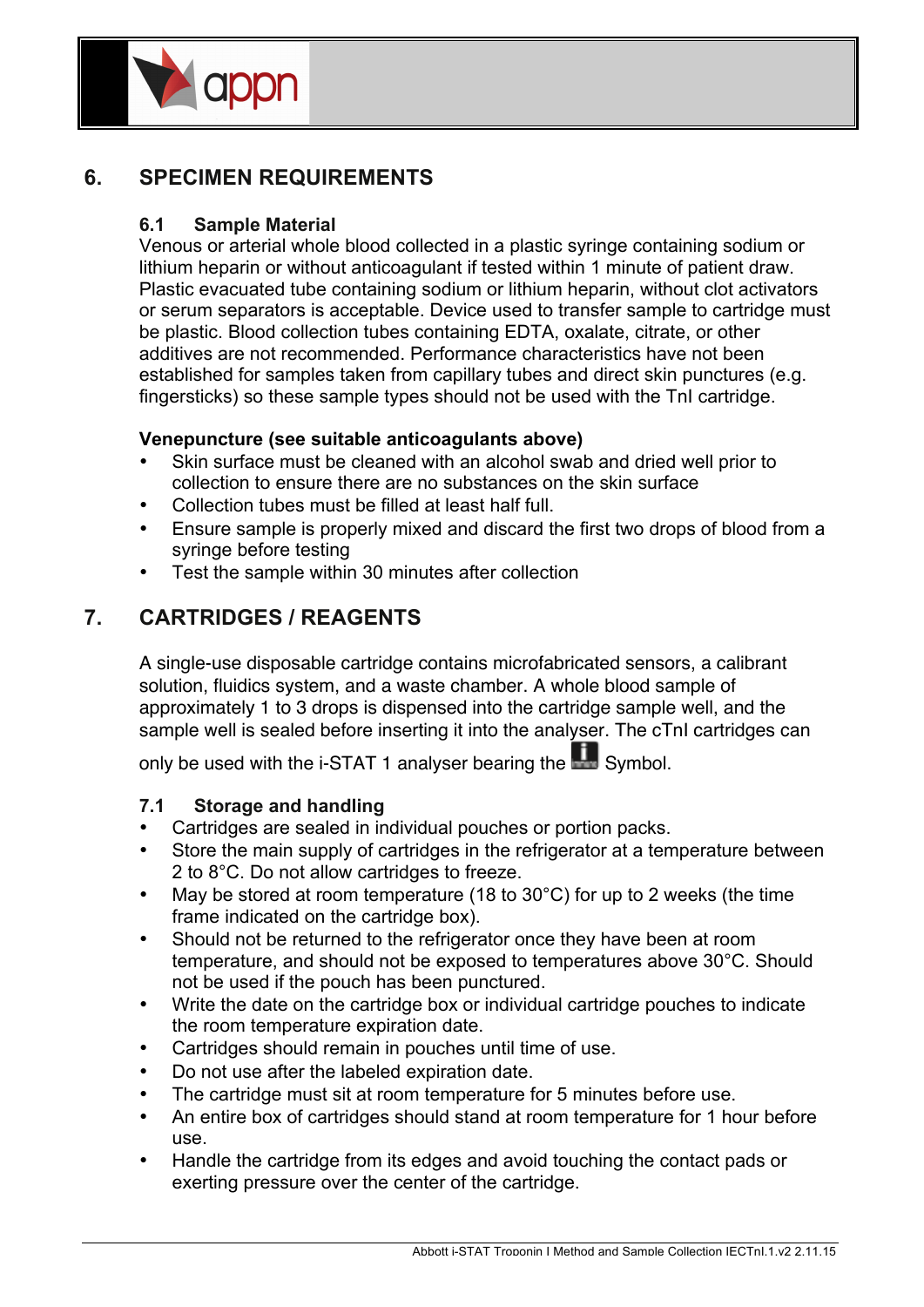## 6. SPECIMEN REQUIREMENTS

### 6.1 Sample Material

Venous or arterial whole blood collected in a plastic syringe containing sodium or lithium heparin or without anticoagulant if tested within 1 minute of patient draw. Plastic evacuated tube containing sodium or lithium heparin, without clot activators or serum separators is acceptable. Device used to transfer sample to cartridge must be plastic. Blood collection tubes containing EDTA, oxalate, citrate, or other additives are not recommended. Performance characteristics have not been established for samples taken from capillary tubes and direct skin punctures (e.g. fingersticks) so these sample types should not be used with the TnI cartridge.

**Venepuncture (see suitable anticoagulants above)**

- Skin surface must be cleaned with an alcohol swab and dried well prior to collection to ensure there are no substances on the skin surface
- Collection tubes must be filled at least half full.
- Ensure sample is properly mixed and discard the first two drops of blood from a syringe before testing
- Test the sample within 30 minutes after collection

## 7. CARTRIDGES / REAGENTS

A single-use disposable cartridge contains microfabricated sensors, a calibrant solution, fluidics system, and a waste chamber. A whole blood sample of approximately 1 to 3 drops is dispensed into the cartridge sample well, and the sample well is sealed before inserting it into the analyser. The cTnI cartridges can only be used with the i-STAT 1 analyser bearing the Symbol.

### 7.1 Storage and handling

- Cartridges are sealed in individual pouches or portion packs.
- Store the main supply of cartridges in the refrigerator at a temperature between 2 to 8°C. Do not allow cartridges to freeze.
- May be stored at room temperature (18 to 30°C) for up to 2 weeks (the time frame indicated on the cartridge box).
- Should not be returned to the refrigerator once they have been at room temperature, and should not be exposed to temperatures above 30°C. Should not be used if the pouch has been punctured.
- Write the date on the cartridge box or individual cartridge pouches to indicate the room temperature expiration date.
- Cartridges should remain in pouches until time of use.
- Do not use after the labeled expiration date.
- The cartridge must sit at room temperature for 5 minutes before use.
- An entire box of cartridges should stand at room temperature for 1 hour before use.
- Handle the cartridge from its edges and avoid touching the contact pads or exerting pressure over the center of the cartridge.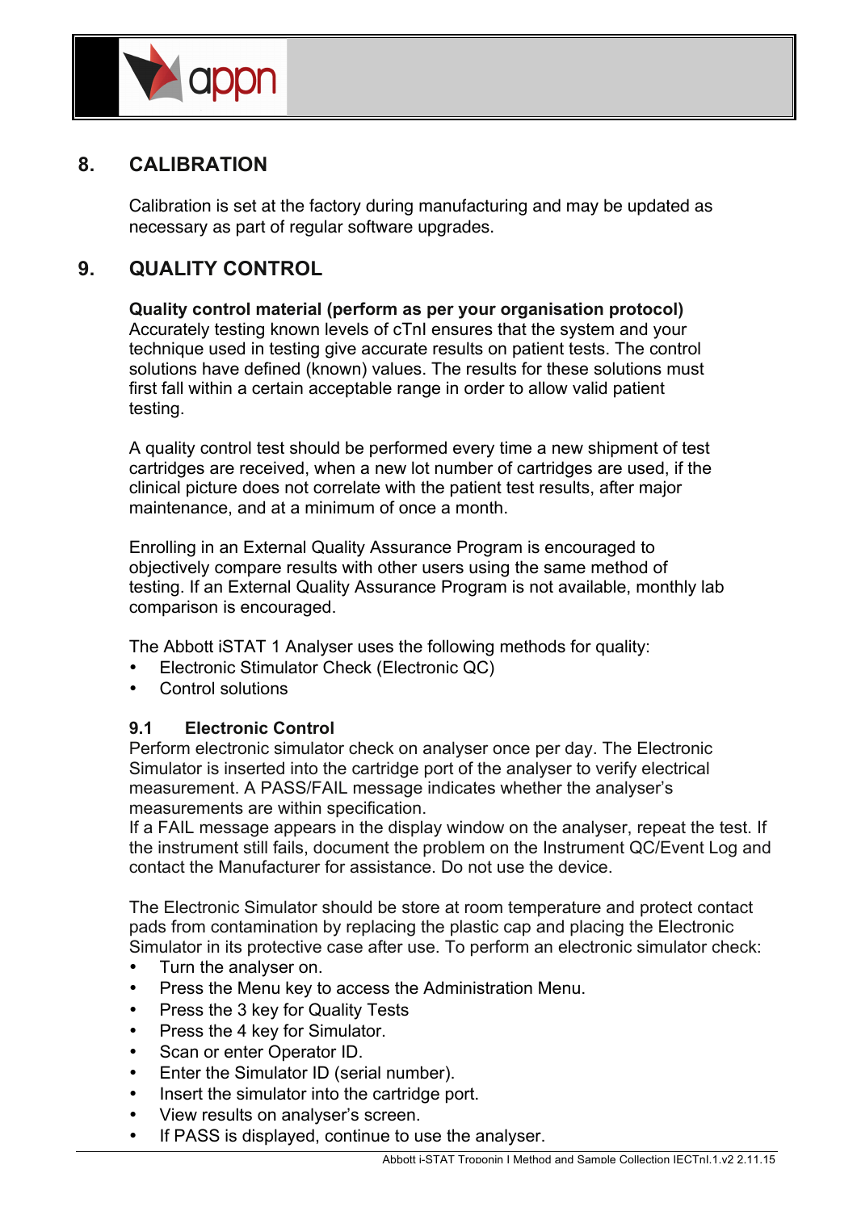## 8. CALIBRATION

Calibration is set at the factory during manufacturing and may be updated as necessary as part of regular software upgrades.

## 9. QUALITY CONTROL

**Quality control material (perform as per your organisation protocol)**
Accurately testing known levels of cTnI ensures that the system and your technique used in testing give accurate results on patient tests. The control solutions have defined (known) values. The results for these solutions must first fall within a certain acceptable range in order to allow valid patient testing.

A quality control test should be performed every time a new shipment of test cartridges are received, when a new lot number of cartridges are used, if the clinical picture does not correlate with the patient test results, after major maintenance, and at a minimum of once a month.

Enrolling in an External Quality Assurance Program is encouraged to objectively compare results with other users using the same method of testing. If an External Quality Assurance Program is not available, monthly lab comparison is encouraged.

The Abbott iSTAT 1 Analyser uses the following methods for quality:

- Electronic Stimulator Check (Electronic QC)
- Control solutions

### 9.1 Electronic Control

Perform electronic simulator check on analyser once per day. The Electronic Simulator is inserted into the cartridge port of the analyser to verify electrical measurement. A PASS/FAIL message indicates whether the analyser's measurements are within specification.
If a FAIL message appears in the display window on the analyser, repeat the test. If the instrument still fails, document the problem on the Instrument QC/Event Log and contact the Manufacturer for assistance. Do not use the device.

The Electronic Simulator should be store at room temperature and protect contact pads from contamination by replacing the plastic cap and placing the Electronic Simulator in its protective case after use. To perform an electronic simulator check:

- Turn the analyser on.
- Press the Menu key to access the Administration Menu.
- Press the 3 key for Quality Tests
- Press the 4 key for Simulator.
- Scan or enter Operator ID.
- Enter the Simulator ID (serial number).
- Insert the simulator into the cartridge port.
- View results on analyser's screen.
- If PASS is displayed, continue to use the analyser.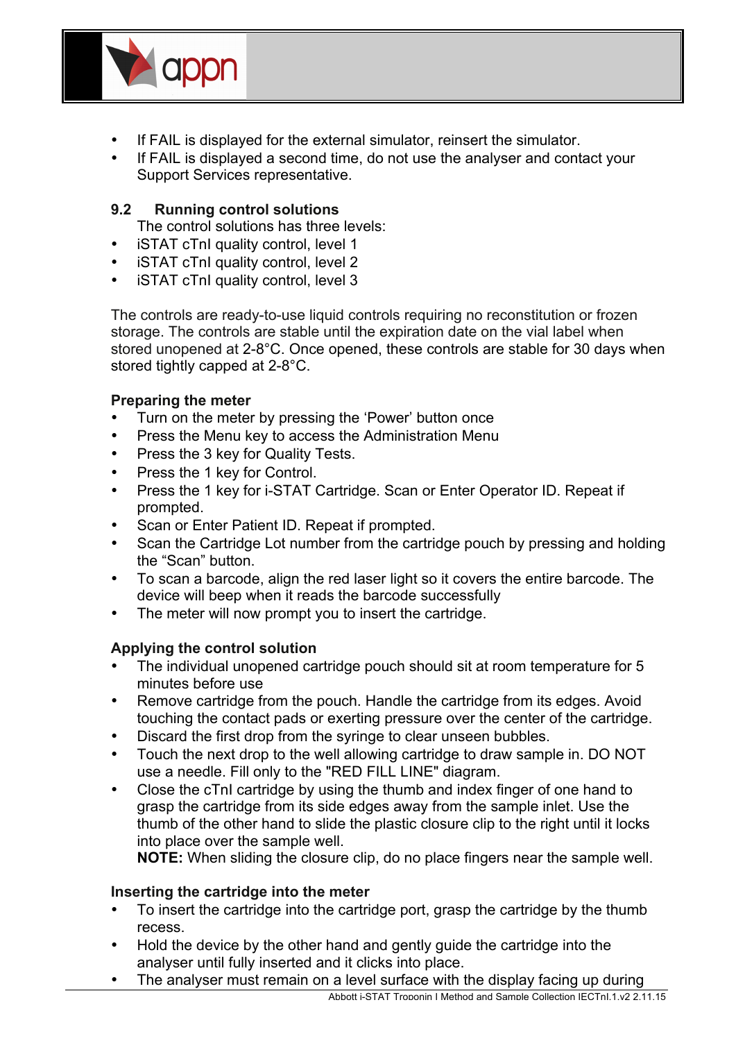- If FAIL is displayed for the external simulator, reinsert the simulator.
- If FAIL is displayed a second time, do not use the analyser and contact your Support Services representative.

## 9.2 Running control solutions

The control solutions has three levels:

- iSTAT cTnI quality control, level 1
- iSTAT cTnI quality control, level 2
- iSTAT cTnI quality control, level 3

The controls are ready-to-use liquid controls requiring no reconstitution or frozen storage. The controls are stable until the expiration date on the vial label when stored unopened at 2-8°C. Once opened, these controls are stable for 30 days when stored tightly capped at 2-8°C.

**Preparing the meter**

- Turn on the meter by pressing the 'Power' button once
- Press the Menu key to access the Administration Menu
- Press the 3 key for Quality Tests.
- Press the 1 key for Control.
- Press the 1 key for i-STAT Cartridge. Scan or Enter Operator ID. Repeat if prompted.
- Scan or Enter Patient ID. Repeat if prompted.
- Scan the Cartridge Lot number from the cartridge pouch by pressing and holding the "Scan" button.
- To scan a barcode, align the red laser light so it covers the entire barcode. The device will beep when it reads the barcode successfully
- The meter will now prompt you to insert the cartridge.

**Applying the control solution**

- The individual unopened cartridge pouch should sit at room temperature for 5 minutes before use
- Remove cartridge from the pouch. Handle the cartridge from its edges. Avoid touching the contact pads or exerting pressure over the center of the cartridge.
- Discard the first drop from the syringe to clear unseen bubbles.
- Touch the next drop to the well allowing cartridge to draw sample in. DO NOT use a needle. Fill only to the "RED FILL LINE" diagram.
- Close the cTnI cartridge by using the thumb and index finger of one hand to grasp the cartridge from its side edges away from the sample inlet. Use the thumb of the other hand to slide the plastic closure clip to the right until it locks into place over the sample well.
  **NOTE:** When sliding the closure clip, do no place fingers near the sample well.

**Inserting the cartridge into the meter**

- To insert the cartridge into the cartridge port, grasp the cartridge by the thumb recess.
- Hold the device by the other hand and gently guide the cartridge into the analyser until fully inserted and it clicks into place.
- The analyser must remain on a level surface with the display facing up during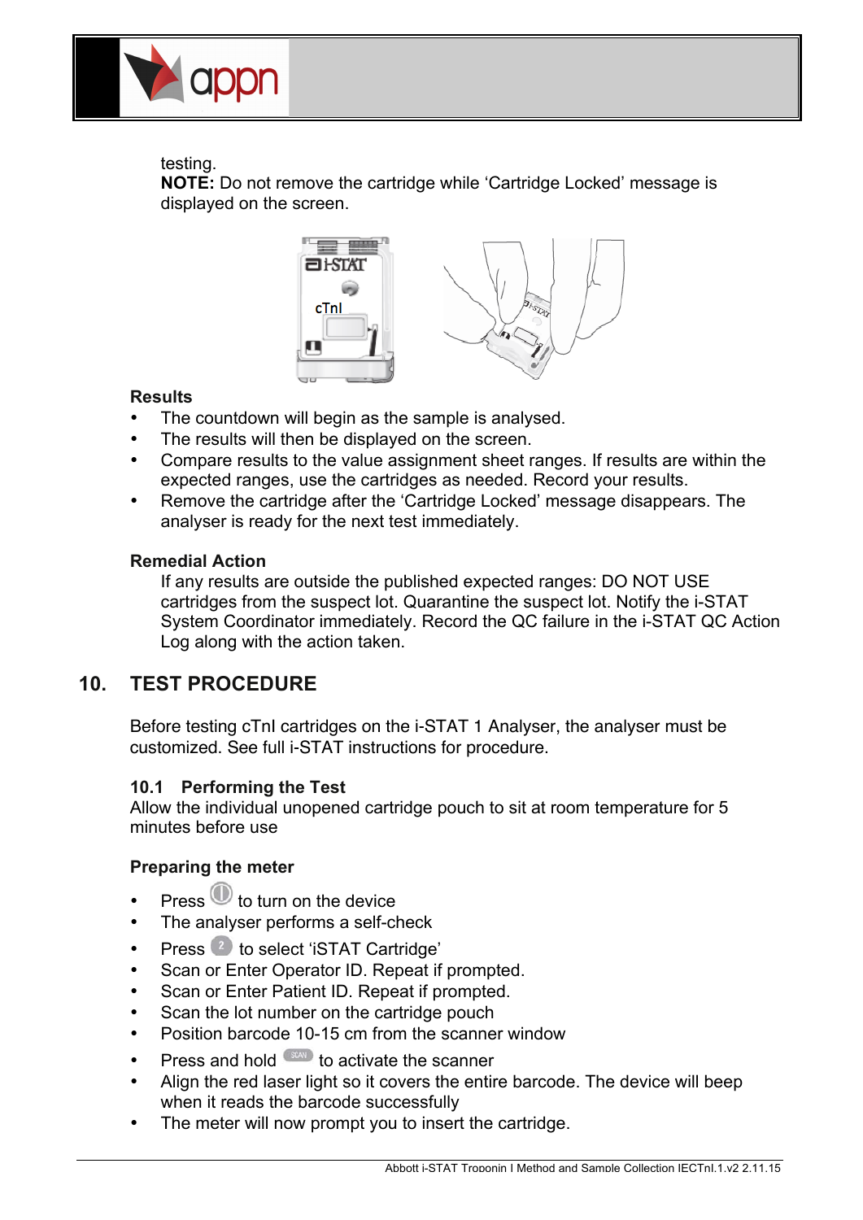testing.
**NOTE:** Do not remove the cartridge while 'Cartridge Locked' message is displayed on the screen.

**Results**

- The countdown will begin as the sample is analysed.
- The results will then be displayed on the screen.
- Compare results to the value assignment sheet ranges. If results are within the expected ranges, use the cartridges as needed. Record your results.
- Remove the cartridge after the 'Cartridge Locked' message disappears. The analyser is ready for the next test immediately.

**Remedial Action**

If any results are outside the published expected ranges: DO NOT USE cartridges from the suspect lot. Quarantine the suspect lot. Notify the i-STAT System Coordinator immediately. Record the QC failure in the i-STAT QC Action Log along with the action taken.

## 10. TEST PROCEDURE

Before testing cTnI cartridges on the i-STAT 1 Analyser, the analyser must be customized. See full i-STAT instructions for procedure.

### 10.1 Performing the Test

Allow the individual unopened cartridge pouch to sit at room temperature for 5 minutes before use

**Preparing the meter**

- Press to turn on the device
- The analyser performs a self-check
- Press 2 to select 'iSTAT Cartridge'
- Scan or Enter Operator ID. Repeat if prompted.
- Scan or Enter Patient ID. Repeat if prompted.
- Scan the lot number on the cartridge pouch
- Position barcode 10-15 cm from the scanner window
- Press and hold SCAN to activate the scanner
- Align the red laser light so it covers the entire barcode. The device will beep when it reads the barcode successfully
- The meter will now prompt you to insert the cartridge.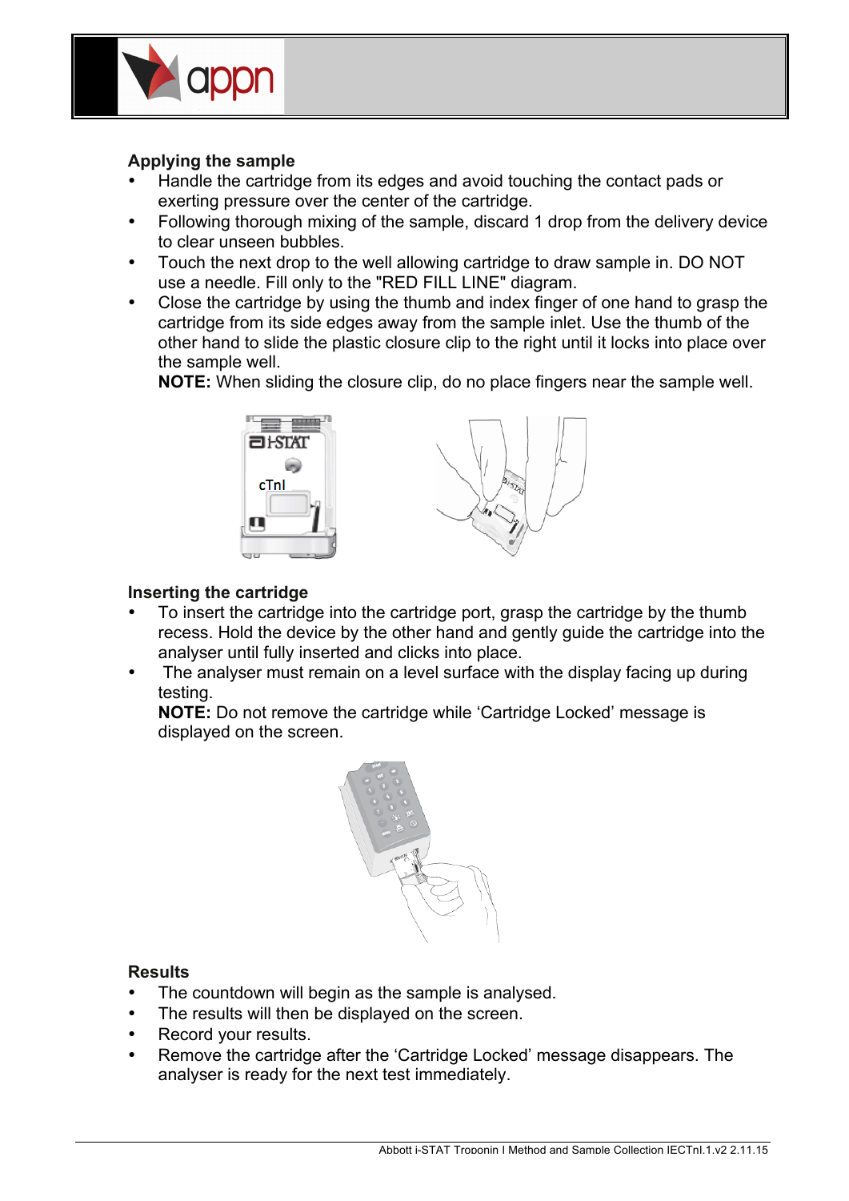### Applying the sample

- Handle the cartridge from its edges and avoid touching the contact pads or exerting pressure over the center of the cartridge.
- Following thorough mixing of the sample, discard 1 drop from the delivery device to clear unseen bubbles.
- Touch the next drop to the well allowing cartridge to draw sample in. DO NOT use a needle. Fill only to the "RED FILL LINE" diagram.
- Close the cartridge by using the thumb and index finger of one hand to grasp the cartridge from its side edges away from the sample inlet. Use the thumb of the other hand to slide the plastic closure clip to the right until it locks into place over the sample well.

  **NOTE:** When sliding the closure clip, do no place fingers near the sample well.

### Inserting the cartridge

- To insert the cartridge into the cartridge port, grasp the cartridge by the thumb recess. Hold the device by the other hand and gently guide the cartridge into the analyser until fully inserted and clicks into place.
- The analyser must remain on a level surface with the display facing up during testing.

  **NOTE:** Do not remove the cartridge while 'Cartridge Locked' message is displayed on the screen.

### Results

- The countdown will begin as the sample is analysed.
- The results will then be displayed on the screen.
- Record your results.
- Remove the cartridge after the 'Cartridge Locked' message disappears. The analyser is ready for the next test immediately.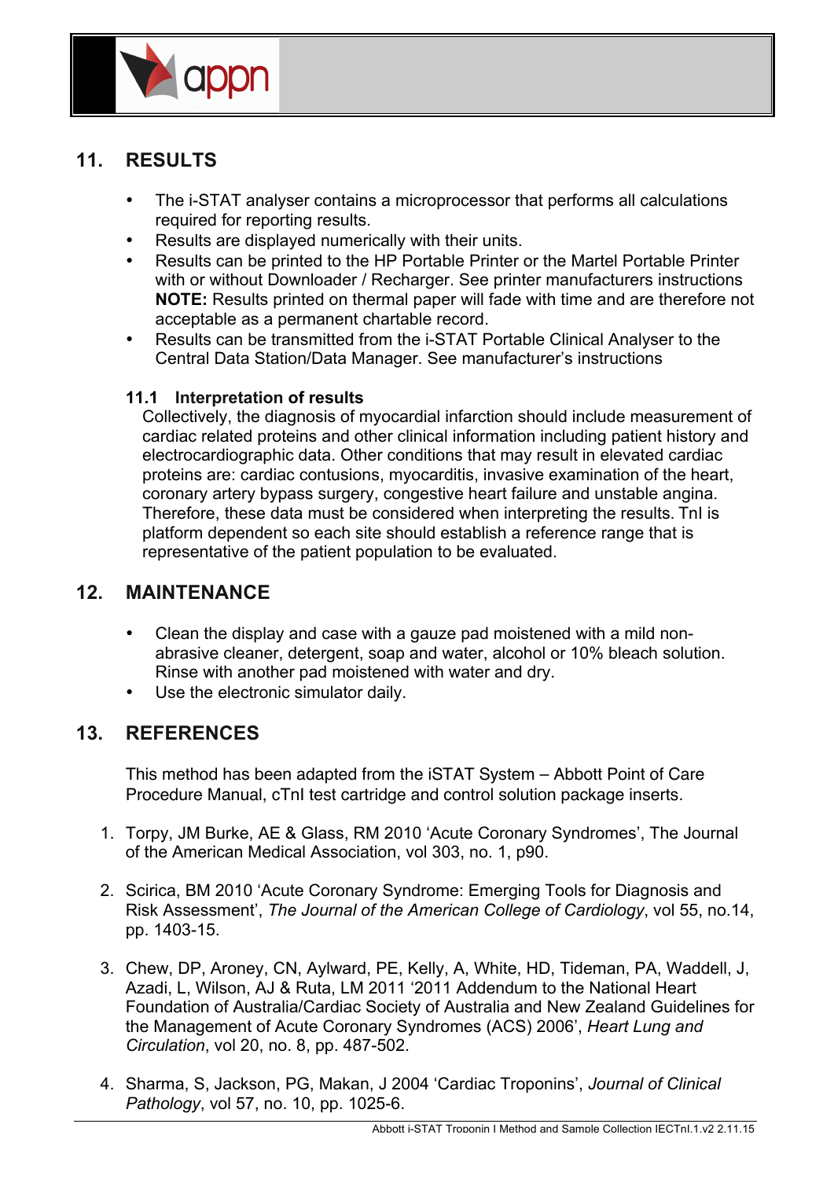## 11. RESULTS

- The i-STAT analyser contains a microprocessor that performs all calculations required for reporting results.
- Results are displayed numerically with their units.
- Results can be printed to the HP Portable Printer or the Martel Portable Printer with or without Downloader / Recharger. See printer manufacturers instructions **NOTE:** Results printed on thermal paper will fade with time and are therefore not acceptable as a permanent chartable record.
- Results can be transmitted from the i-STAT Portable Clinical Analyser to the Central Data Station/Data Manager. See manufacturer's instructions

### 11.1 Interpretation of results

Collectively, the diagnosis of myocardial infarction should include measurement of cardiac related proteins and other clinical information including patient history and electrocardiographic data. Other conditions that may result in elevated cardiac proteins are: cardiac contusions, myocarditis, invasive examination of the heart, coronary artery bypass surgery, congestive heart failure and unstable angina. Therefore, these data must be considered when interpreting the results. TnI is platform dependent so each site should establish a reference range that is representative of the patient population to be evaluated.

## 12. MAINTENANCE

- Clean the display and case with a gauze pad moistened with a mild non-abrasive cleaner, detergent, soap and water, alcohol or 10% bleach solution. Rinse with another pad moistened with water and dry.
- Use the electronic simulator daily.

## 13. REFERENCES

This method has been adapted from the iSTAT System – Abbott Point of Care Procedure Manual, cTnI test cartridge and control solution package inserts.

1. Torpy, JM Burke, AE & Glass, RM 2010 'Acute Coronary Syndromes', The Journal of the American Medical Association, vol 303, no. 1, p90.

2. Scirica, BM 2010 'Acute Coronary Syndrome: Emerging Tools for Diagnosis and Risk Assessment', *The Journal of the American College of Cardiology*, vol 55, no.14, pp. 1403-15.

3. Chew, DP, Aroney, CN, Aylward, PE, Kelly, A, White, HD, Tideman, PA, Waddell, J, Azadi, L, Wilson, AJ & Ruta, LM 2011 '2011 Addendum to the National Heart Foundation of Australia/Cardiac Society of Australia and New Zealand Guidelines for the Management of Acute Coronary Syndromes (ACS) 2006', *Heart Lung and Circulation*, vol 20, no. 8, pp. 487-502.

4. Sharma, S, Jackson, PG, Makan, J 2004 'Cardiac Troponins', *Journal of Clinical Pathology*, vol 57, no. 10, pp. 1025-6.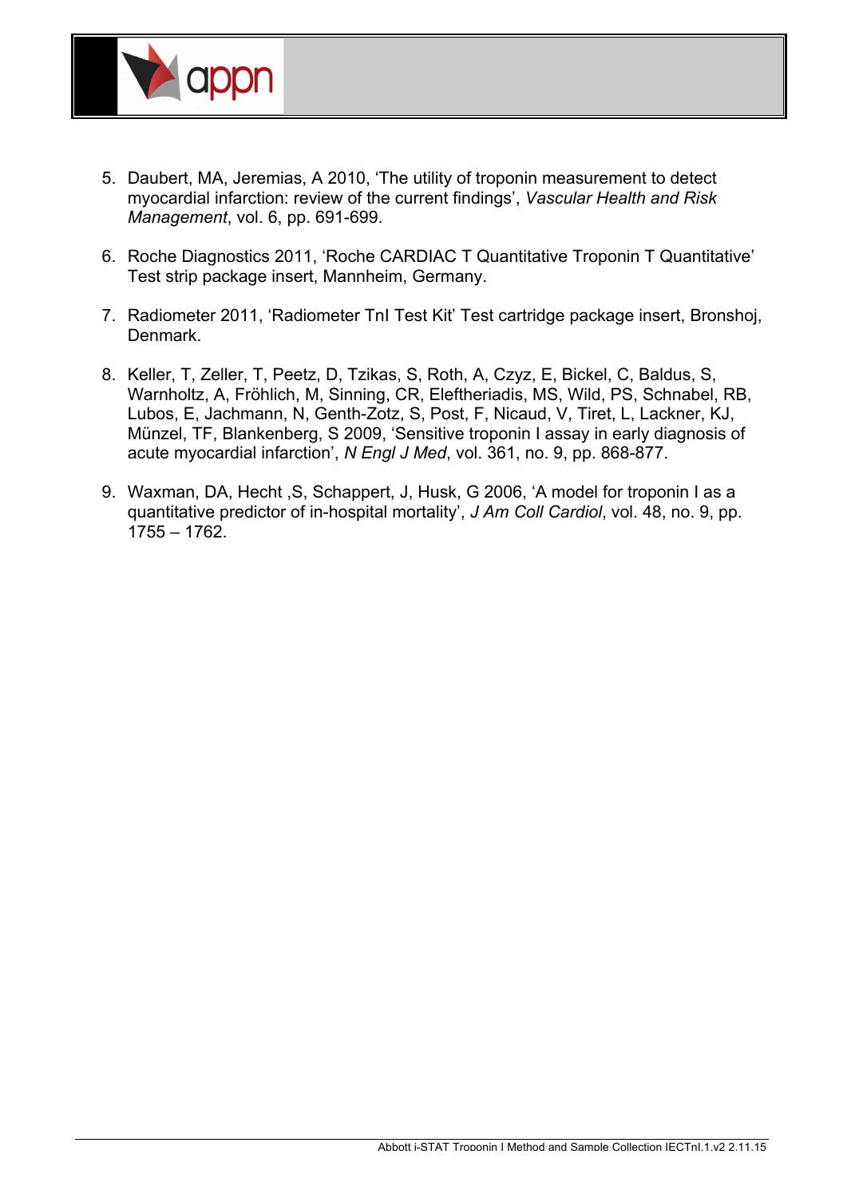5. Daubert, MA, Jeremias, A 2010, 'The utility of troponin measurement to detect myocardial infarction: review of the current findings', *Vascular Health and Risk Management*, vol. 6, pp. 691-699.

6. Roche Diagnostics 2011, 'Roche CARDIAC T Quantitative Troponin T Quantitative' Test strip package insert, Mannheim, Germany.

7. Radiometer 2011, 'Radiometer TnI Test Kit' Test cartridge package insert, Bronshoj, Denmark.

8. Keller, T, Zeller, T, Peetz, D, Tzikas, S, Roth, A, Czyz, E, Bickel, C, Baldus, S, Warnholtz, A, Fröhlich, M, Sinning, CR, Eleftheriadis, MS, Wild, PS, Schnabel, RB, Lubos, E, Jachmann, N, Genth-Zotz, S, Post, F, Nicaud, V, Tiret, L, Lackner, KJ, Münzel, TF, Blankenberg, S 2009, 'Sensitive troponin I assay in early diagnosis of acute myocardial infarction', *N Engl J Med*, vol. 361, no. 9, pp. 868-877.

9. Waxman, DA, Hecht ,S, Schappert, J, Husk, G 2006, 'A model for troponin I as a quantitative predictor of in-hospital mortality', *J Am Coll Cardiol*, vol. 48, no. 9, pp. 1755 – 1762.